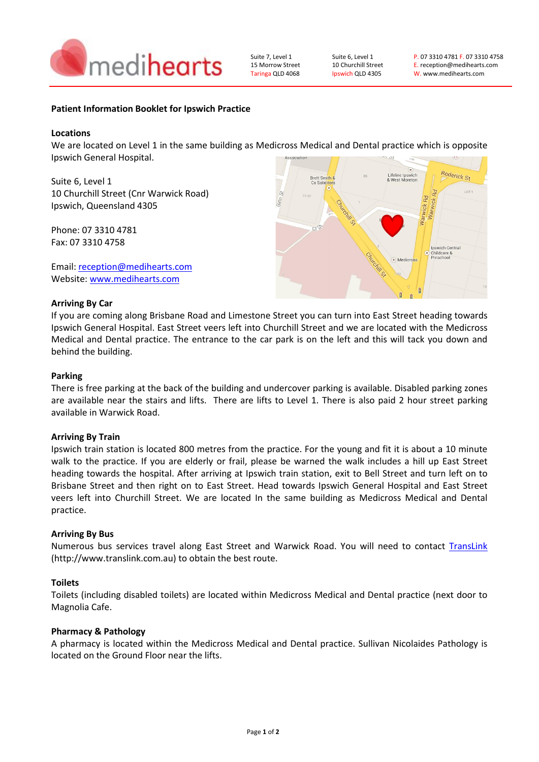medihearts

Suite 7, Level 1
15 Morrow Street
Taringa QLD 4068

Suite 6, Level 1
10 Churchill Street
Ipswich QLD 4305

P. 07 3310 4781 F. 07 3310 4758
E. reception@medihearts.com
W. www.medihearts.com

**Patient Information Booklet for Ipswich Practice**

**Locations**

We are located on Level 1 in the same building as Medicross Medical and Dental practice which is opposite Ipswich General Hospital.

Suite 6, Level 1
10 Churchill Street (Cnr Warwick Road)
Ipswich, Queensland 4305

Phone: 07 3310 4781
Fax: 07 3310 4758

Email: reception@medihearts.com
Website: www.medihearts.com

**Arriving By Car**

If you are coming along Brisbane Road and Limestone Street you can turn into East Street heading towards Ipswich General Hospital. East Street veers left into Churchill Street and we are located with the Medicross Medical and Dental practice. The entrance to the car park is on the left and this will tack you down and behind the building.

**Parking**

There is free parking at the back of the building and undercover parking is available. Disabled parking zones are available near the stairs and lifts. There are lifts to Level 1. There is also paid 2 hour street parking available in Warwick Road.

**Arriving By Train**

Ipswich train station is located 800 metres from the practice. For the young and fit it is about a 10 minute walk to the practice. If you are elderly or frail, please be warned the walk includes a hill up East Street heading towards the hospital. After arriving at Ipswich train station, exit to Bell Street and turn left on to Brisbane Street and then right on to East Street. Head towards Ipswich General Hospital and East Street veers left into Churchill Street. We are located In the same building as Medicross Medical and Dental practice.

**Arriving By Bus**

Numerous bus services travel along East Street and Warwick Road. You will need to contact TransLink (http://www.translink.com.au) to obtain the best route.

**Toilets**

Toilets (including disabled toilets) are located within Medicross Medical and Dental practice (next door to Magnolia Cafe.

**Pharmacy & Pathology**

A pharmacy is located within the Medicross Medical and Dental practice. Sullivan Nicolaides Pathology is located on the Ground Floor near the lifts.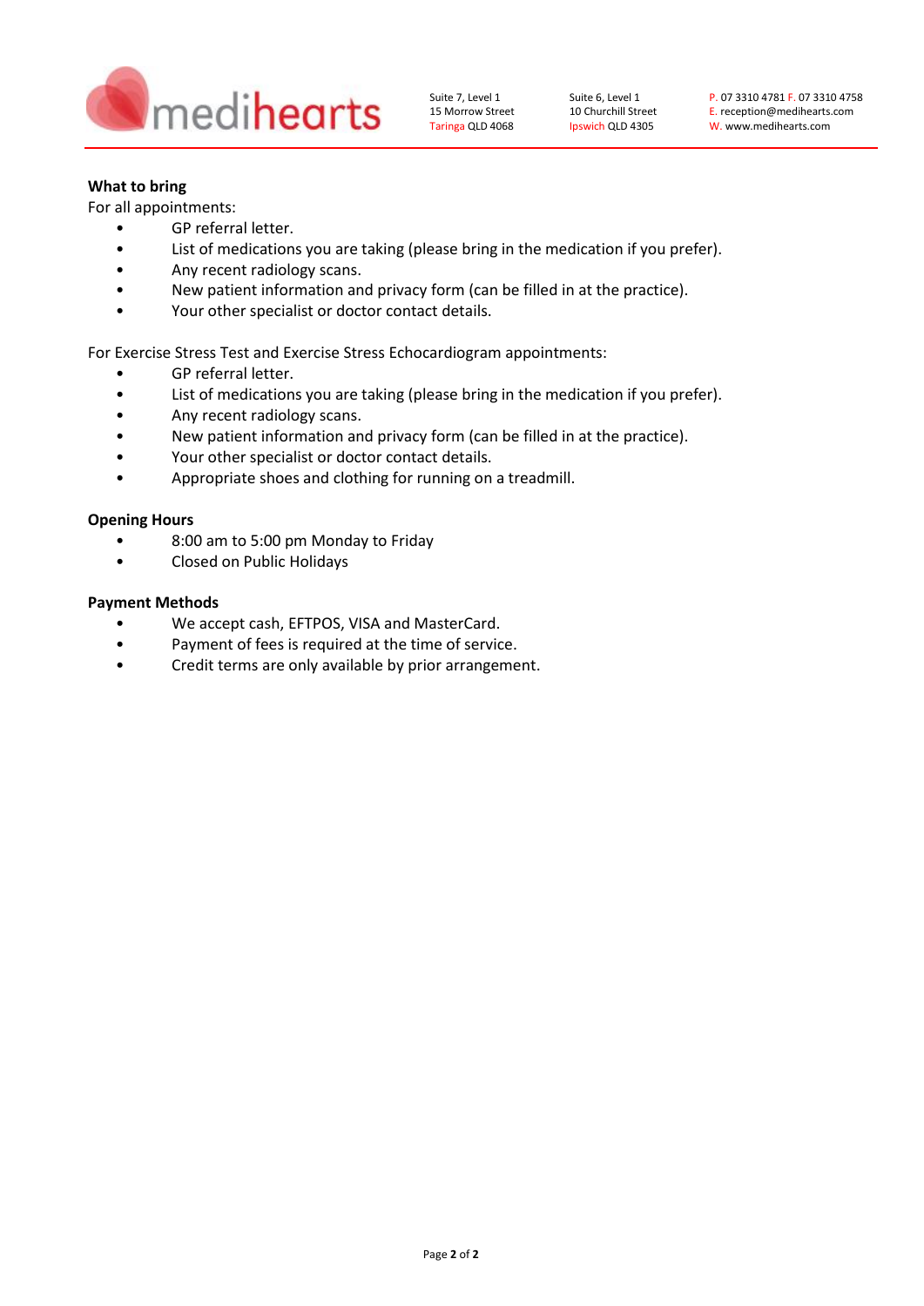**What to bring**

For all appointments:

- GP referral letter.
- List of medications you are taking (please bring in the medication if you prefer).
- Any recent radiology scans.
- New patient information and privacy form (can be filled in at the practice).
- Your other specialist or doctor contact details.

For Exercise Stress Test and Exercise Stress Echocardiogram appointments:

- GP referral letter.
- List of medications you are taking (please bring in the medication if you prefer).
- Any recent radiology scans.
- New patient information and privacy form (can be filled in at the practice).
- Your other specialist or doctor contact details.
- Appropriate shoes and clothing for running on a treadmill.

**Opening Hours**

- 8:00 am to 5:00 pm Monday to Friday
- Closed on Public Holidays

**Payment Methods**

- We accept cash, EFTPOS, VISA and MasterCard.
- Payment of fees is required at the time of service.
- Credit terms are only available by prior arrangement.